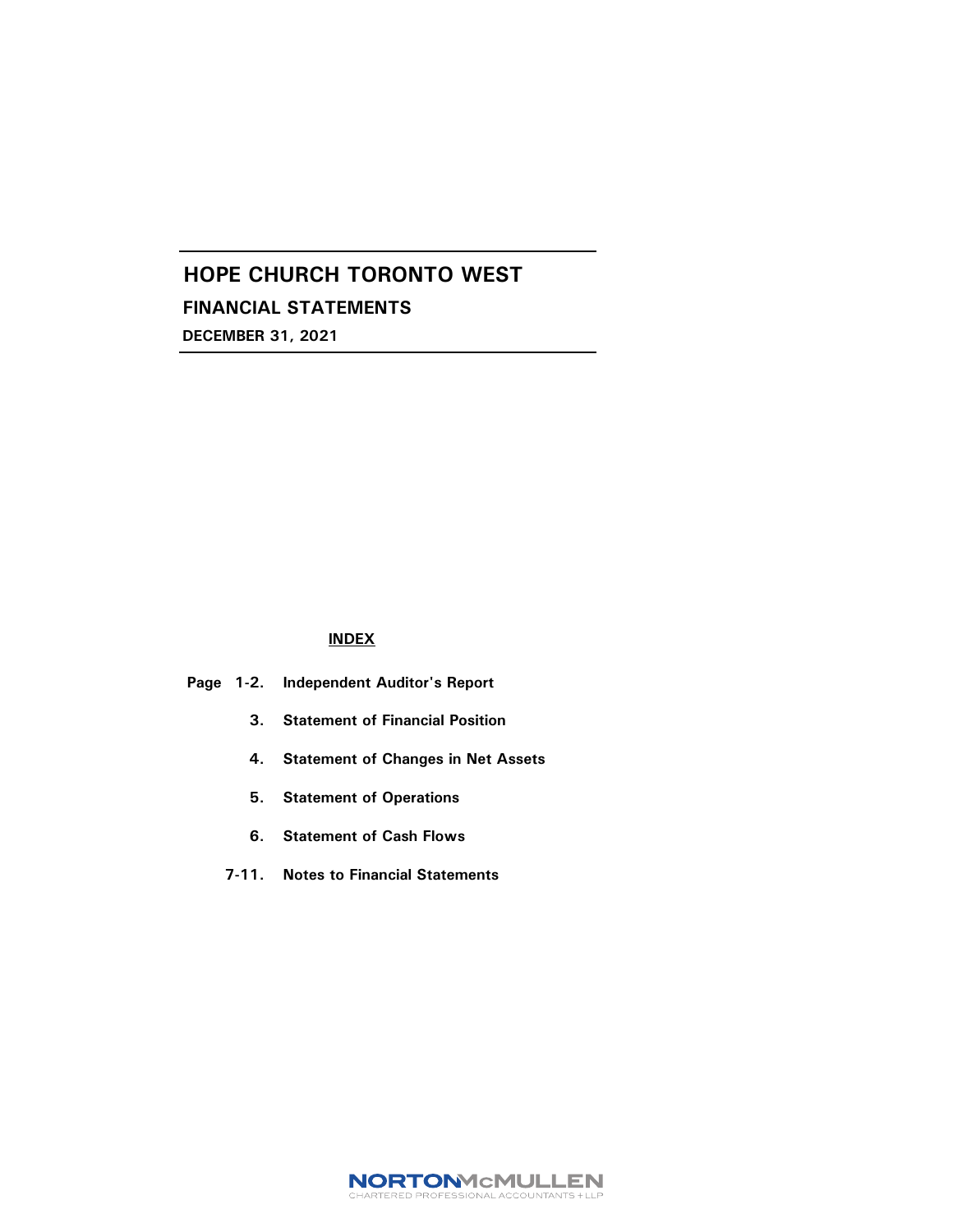# HOPE CHURCH TORONTO WEST

## FINANCIAL STATEMENTS

**DECEMBER 31, 2021**

**INDEX**

| | |
|---|---|
| **Page 1-2.** | **Independent Auditor's Report** |
| **3.** | **Statement of Financial Position** |
| **4.** | **Statement of Changes in Net Assets** |
| **5.** | **Statement of Operations** |
| **6.** | **Statement of Cash Flows** |
| **7-11.** | **Notes to Financial Statements** |

NORTONMcMULLEN
CHARTERED PROFESSIONAL ACCOUNTANTS LLP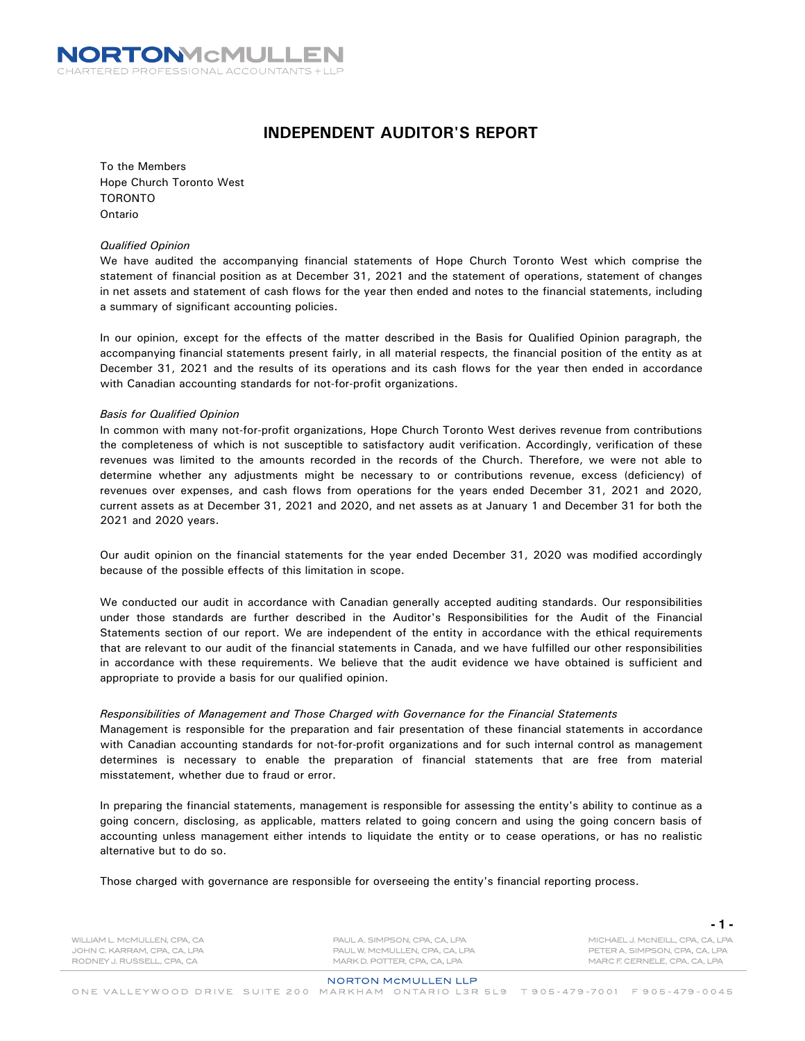NORTON McMULLEN
CHARTERED PROFESSIONAL ACCOUNTANTS LLP

# INDEPENDENT AUDITOR'S REPORT

To the Members
Hope Church Toronto West
TORONTO
Ontario

*Qualified Opinion*
We have audited the accompanying financial statements of Hope Church Toronto West which comprise the statement of financial position as at December 31, 2021 and the statement of operations, statement of changes in net assets and statement of cash flows for the year then ended and notes to the financial statements, including a summary of significant accounting policies.

In our opinion, except for the effects of the matter described in the Basis for Qualified Opinion paragraph, the accompanying financial statements present fairly, in all material respects, the financial position of the entity as at December 31, 2021 and the results of its operations and its cash flows for the year then ended in accordance with Canadian accounting standards for not-for-profit organizations.

*Basis for Qualified Opinion*
In common with many not-for-profit organizations, Hope Church Toronto West derives revenue from contributions the completeness of which is not susceptible to satisfactory audit verification. Accordingly, verification of these revenues was limited to the amounts recorded in the records of the Church. Therefore, we were not able to determine whether any adjustments might be necessary to or contributions revenue, excess (deficiency) of revenues over expenses, and cash flows from operations for the years ended December 31, 2021 and 2020, current assets as at December 31, 2021 and 2020, and net assets as at January 1 and December 31 for both the 2021 and 2020 years.

Our audit opinion on the financial statements for the year ended December 31, 2020 was modified accordingly because of the possible effects of this limitation in scope.

We conducted our audit in accordance with Canadian generally accepted auditing standards. Our responsibilities under those standards are further described in the Auditor's Responsibilities for the Audit of the Financial Statements section of our report. We are independent of the entity in accordance with the ethical requirements that are relevant to our audit of the financial statements in Canada, and we have fulfilled our other responsibilities in accordance with these requirements. We believe that the audit evidence we have obtained is sufficient and appropriate to provide a basis for our qualified opinion.

*Responsibilities of Management and Those Charged with Governance for the Financial Statements*
Management is responsible for the preparation and fair presentation of these financial statements in accordance with Canadian accounting standards for not-for-profit organizations and for such internal control as management determines is necessary to enable the preparation of financial statements that are free from material misstatement, whether due to fraud or error.

In preparing the financial statements, management is responsible for assessing the entity's ability to continue as a going concern, disclosing, as applicable, matters related to going concern and using the going concern basis of accounting unless management either intends to liquidate the entity or to cease operations, or has no realistic alternative but to do so.

Those charged with governance are responsible for overseeing the entity's financial reporting process.

WILLIAM L. McMULLEN, CPA, CA
JOHN C. KARRAM, CPA, CA, LPA
RODNEY J. RUSSELL, CPA, CA
PAUL A. SIMPSON, CPA, CA, LPA
PAUL W. McMULLEN, CPA, CA, LPA
MARK D. POTTER, CPA, CA, LPA
MICHAEL J. McNEILL, CPA, CA, LPA
PETER A. SIMPSON, CPA, CA, LPA
MARC F. CERNELE, CPA, CA, LPA

NORTON McMULLEN LLP
ONE VALLEYWOOD DRIVE SUITE 200 MARKHAM ONTARIO L3R 5L9 T 905-479-7001 F 905-479-0045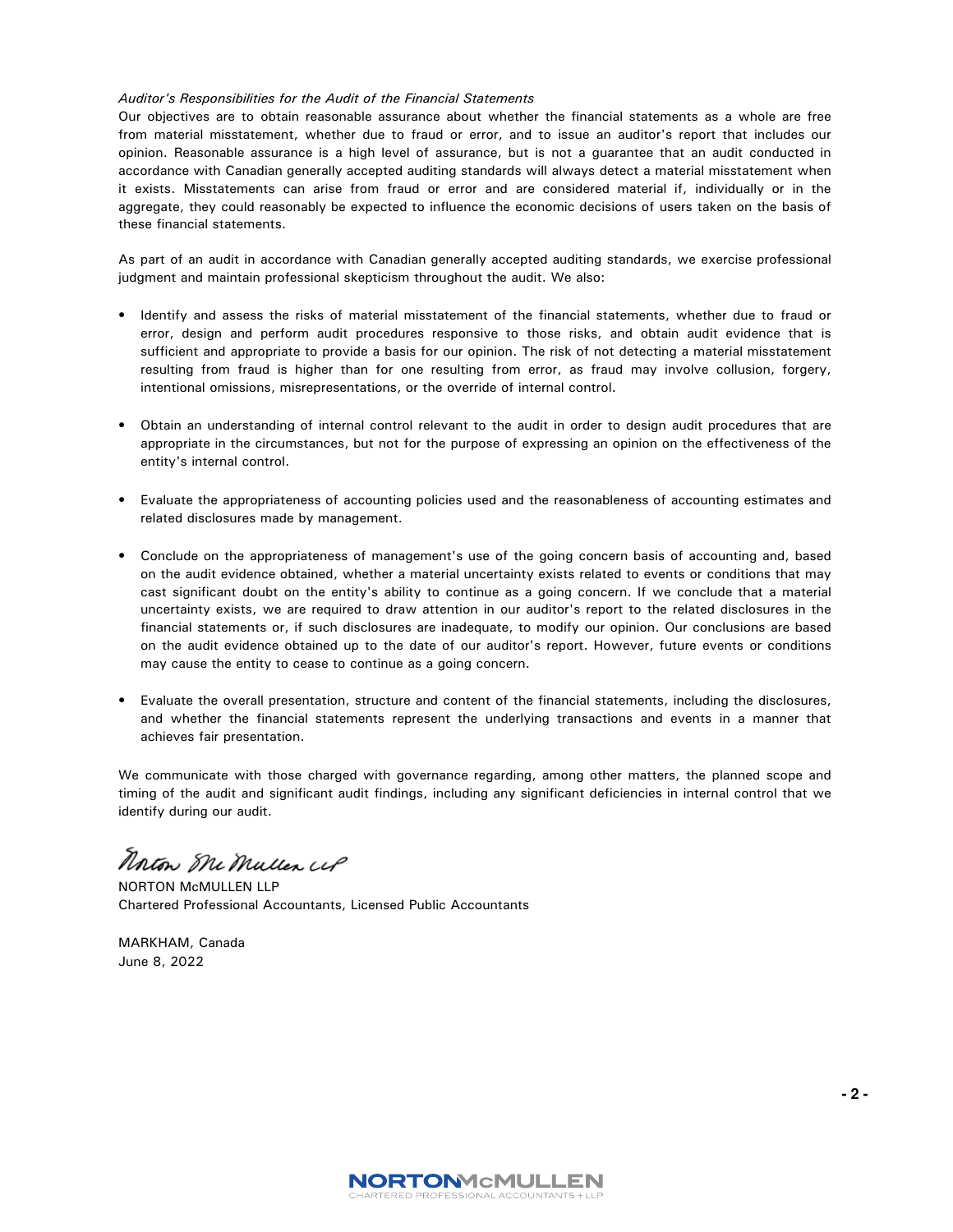*Auditor's Responsibilities for the Audit of the Financial Statements*

Our objectives are to obtain reasonable assurance about whether the financial statements as a whole are free from material misstatement, whether due to fraud or error, and to issue an auditor's report that includes our opinion. Reasonable assurance is a high level of assurance, but is not a guarantee that an audit conducted in accordance with Canadian generally accepted auditing standards will always detect a material misstatement when it exists. Misstatements can arise from fraud or error and are considered material if, individually or in the aggregate, they could reasonably be expected to influence the economic decisions of users taken on the basis of these financial statements.

As part of an audit in accordance with Canadian generally accepted auditing standards, we exercise professional judgment and maintain professional skepticism throughout the audit. We also:

- Identify and assess the risks of material misstatement of the financial statements, whether due to fraud or error, design and perform audit procedures responsive to those risks, and obtain audit evidence that is sufficient and appropriate to provide a basis for our opinion. The risk of not detecting a material misstatement resulting from fraud is higher than for one resulting from error, as fraud may involve collusion, forgery, intentional omissions, misrepresentations, or the override of internal control.

- Obtain an understanding of internal control relevant to the audit in order to design audit procedures that are appropriate in the circumstances, but not for the purpose of expressing an opinion on the effectiveness of the entity's internal control.

- Evaluate the appropriateness of accounting policies used and the reasonableness of accounting estimates and related disclosures made by management.

- Conclude on the appropriateness of management's use of the going concern basis of accounting and, based on the audit evidence obtained, whether a material uncertainty exists related to events or conditions that may cast significant doubt on the entity's ability to continue as a going concern. If we conclude that a material uncertainty exists, we are required to draw attention in our auditor's report to the related disclosures in the financial statements or, if such disclosures are inadequate, to modify our opinion. Our conclusions are based on the audit evidence obtained up to the date of our auditor's report. However, future events or conditions may cause the entity to cease to continue as a going concern.

- Evaluate the overall presentation, structure and content of the financial statements, including the disclosures, and whether the financial statements represent the underlying transactions and events in a manner that achieves fair presentation.

We communicate with those charged with governance regarding, among other matters, the planned scope and timing of the audit and significant audit findings, including any significant deficiencies in internal control that we identify during our audit.

Norton McMullen LLP

NORTON McMULLEN LLP
Chartered Professional Accountants, Licensed Public Accountants

MARKHAM, Canada
June 8, 2022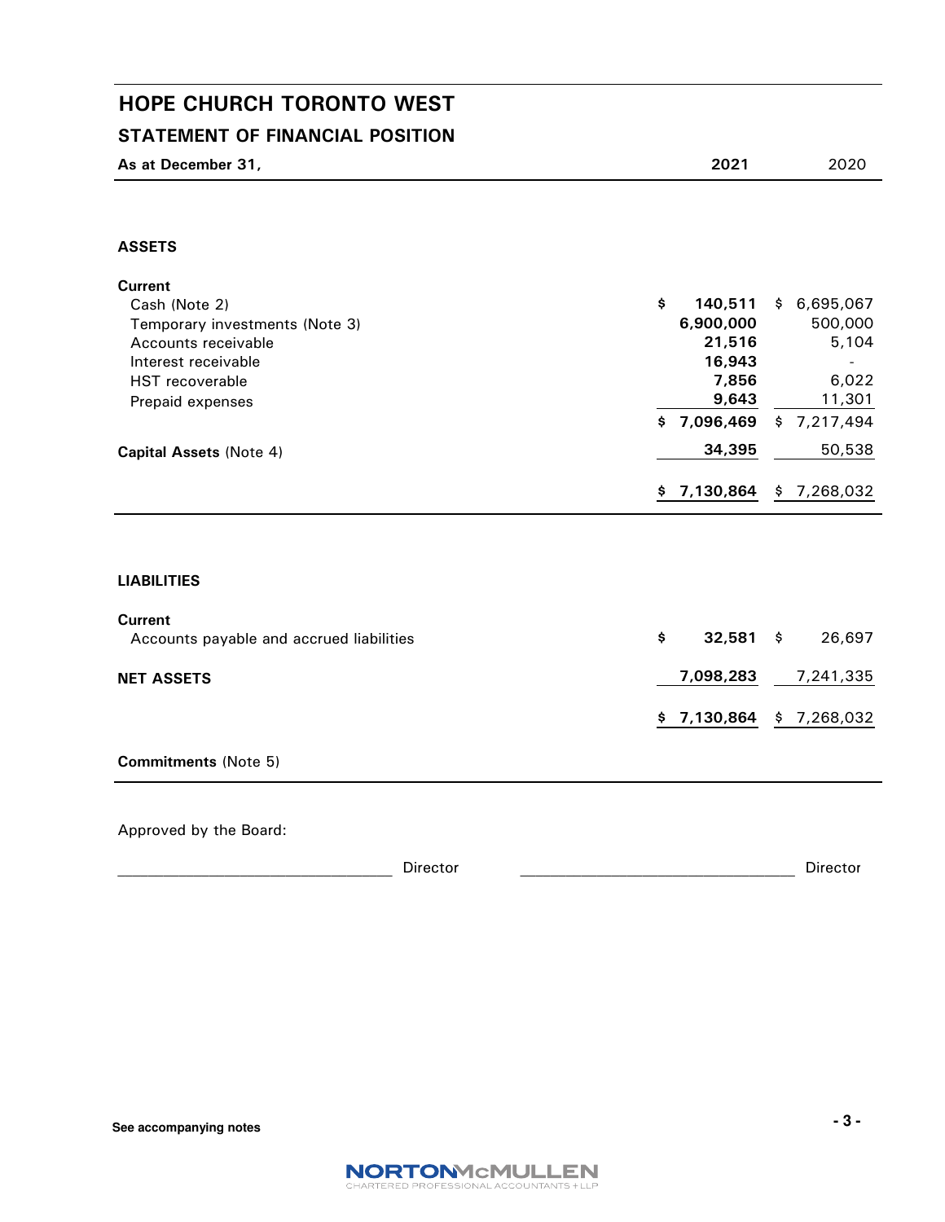# HOPE CHURCH TORONTO WEST

## STATEMENT OF FINANCIAL POSITION

| As at December 31, | 2021 | 2020 |
|---|---|---|
| **ASSETS** | | |
| **Current** | | |
| Cash (Note 2) | $ 140,511 | $ 6,695,067 |
| Temporary investments (Note 3) | 6,900,000 | 500,000 |
| Accounts receivable | 21,516 | 5,104 |
| Interest receivable | 16,943 | - |
| HST recoverable | 7,856 | 6,022 |
| Prepaid expenses | 9,643 | 11,301 |
| | $ 7,096,469 | $ 7,217,494 |
| **Capital Assets** (Note 4) | 34,395 | 50,538 |
| | $ 7,130,864 | $ 7,268,032 |
| **LIABILITIES** | | |
| **Current** | | |
| Accounts payable and accrued liabilities | $ 32,581 | $ 26,697 |
| **NET ASSETS** | 7,098,283 | 7,241,335 |
| | $ 7,130,864 | $ 7,268,032 |

**Commitments** (Note 5)

Approved by the Board:

\_\_\_\_\_\_\_\_\_\_\_\_\_\_\_\_\_\_\_\_\_\_\_\_\_\_\_\_\_\_\_\_ Director \_\_\_\_\_\_\_\_\_\_\_\_\_\_\_\_\_\_\_\_\_\_\_\_\_\_\_\_\_\_\_\_ Director

**See accompanying notes**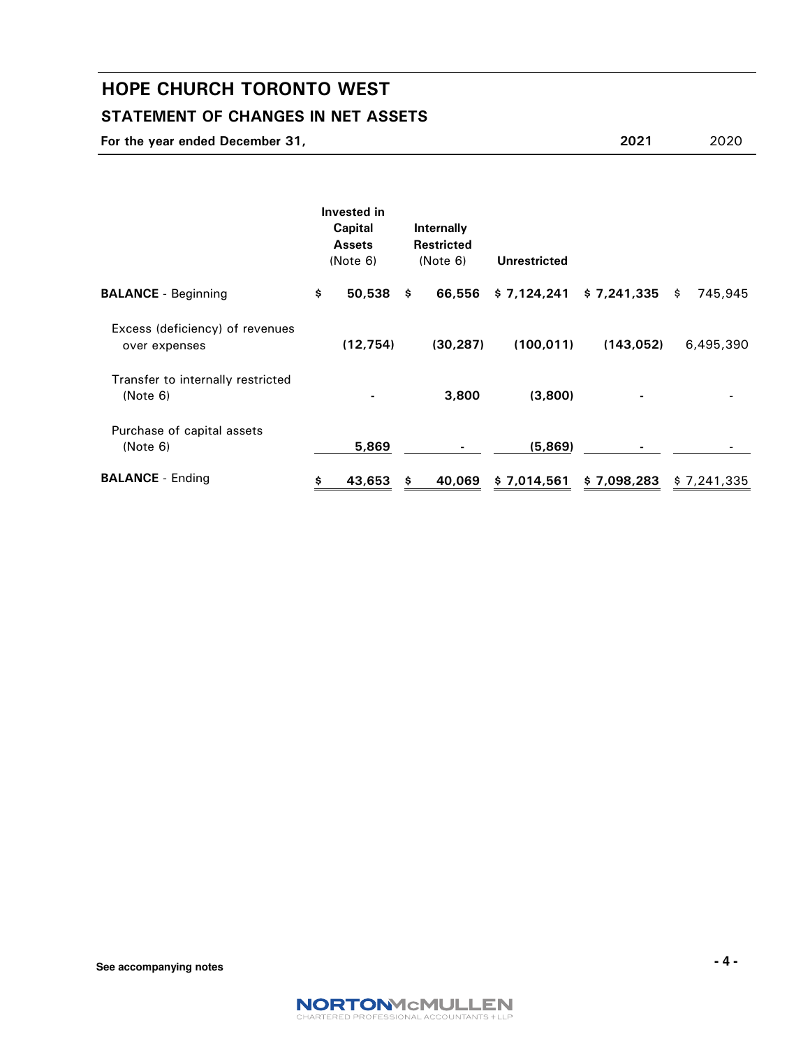# HOPE CHURCH TORONTO WEST

## STATEMENT OF CHANGES IN NET ASSETS

**For the year ended December 31,** **2021** 2020

| | Invested in Capital Assets (Note 6) | Internally Restricted (Note 6) | Unrestricted | 2021 | 2020 |
|---|---|---|---|---|---|
| **BALANCE** - Beginning | $ 50,538 | $ 66,556 | $ 7,124,241 | $ 7,241,335 | $ 745,945 |
| Excess (deficiency) of revenues over expenses | (12,754) | (30,287) | (100,011) | (143,052) | 6,495,390 |
| Transfer to internally restricted (Note 6) | - | 3,800 | (3,800) | - | - |
| Purchase of capital assets (Note 6) | 5,869 | - | (5,869) | - | - |
| **BALANCE** - Ending | $ 43,653 | $ 40,069 | $ 7,014,561 | $ 7,098,283 | $ 7,241,335 |

See accompanying notes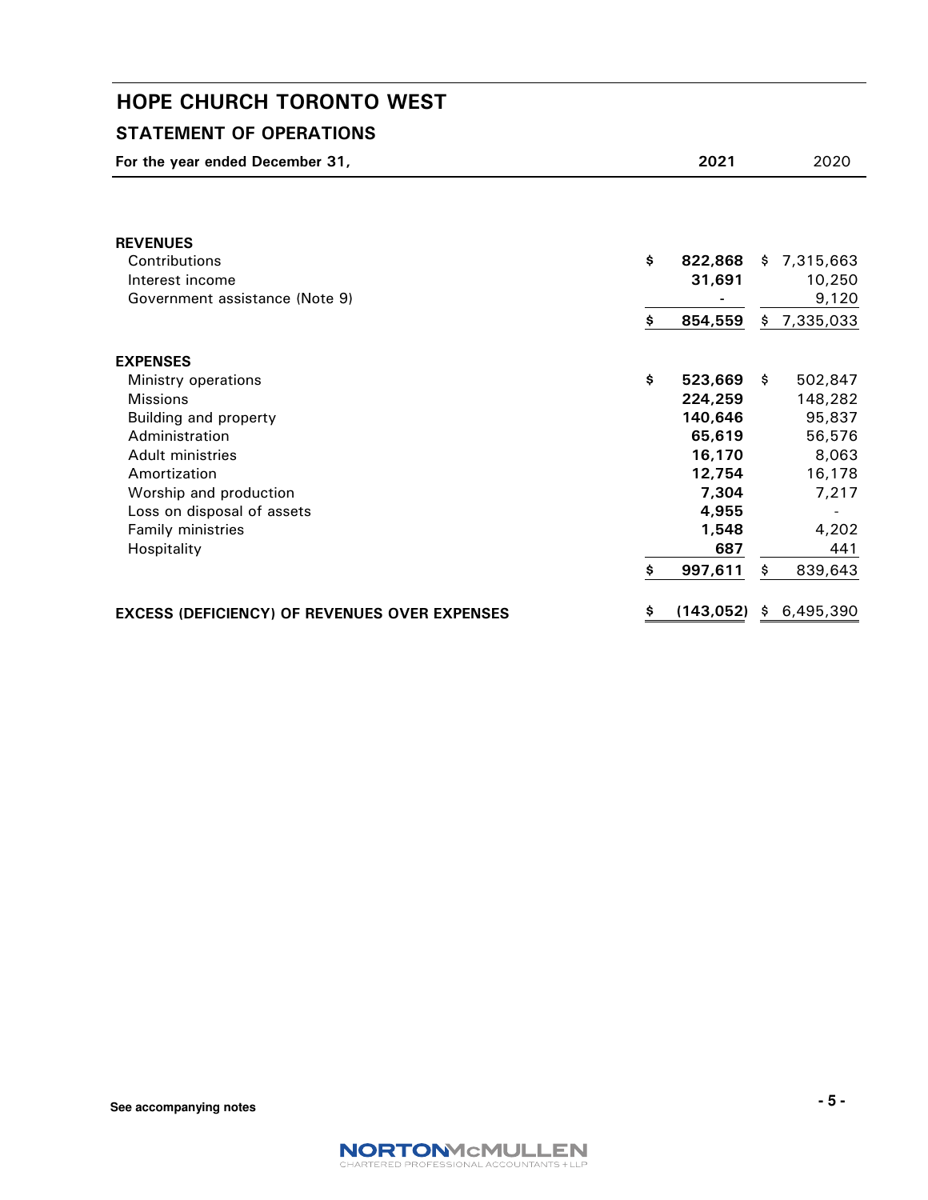# HOPE CHURCH TORONTO WEST

## STATEMENT OF OPERATIONS

| For the year ended December 31, | 2021 | 2020 |
|---|---|---|
| **REVENUES** | | |
| Contributions | $ 822,868 | $ 7,315,663 |
| Interest income | 31,691 | 10,250 |
| Government assistance (Note 9) | - | 9,120 |
| | $ 854,559 | $ 7,335,033 |
| **EXPENSES** | | |
| Ministry operations | $ 523,669 | $ 502,847 |
| Missions | 224,259 | 148,282 |
| Building and property | 140,646 | 95,837 |
| Administration | 65,619 | 56,576 |
| Adult ministries | 16,170 | 8,063 |
| Amortization | 12,754 | 16,178 |
| Worship and production | 7,304 | 7,217 |
| Loss on disposal of assets | 4,955 | - |
| Family ministries | 1,548 | 4,202 |
| Hospitality | 687 | 441 |
| | $ 997,611 | $ 839,643 |
| **EXCESS (DEFICIENCY) OF REVENUES OVER EXPENSES** | $ (143,052) | $ 6,495,390 |

**See accompanying notes**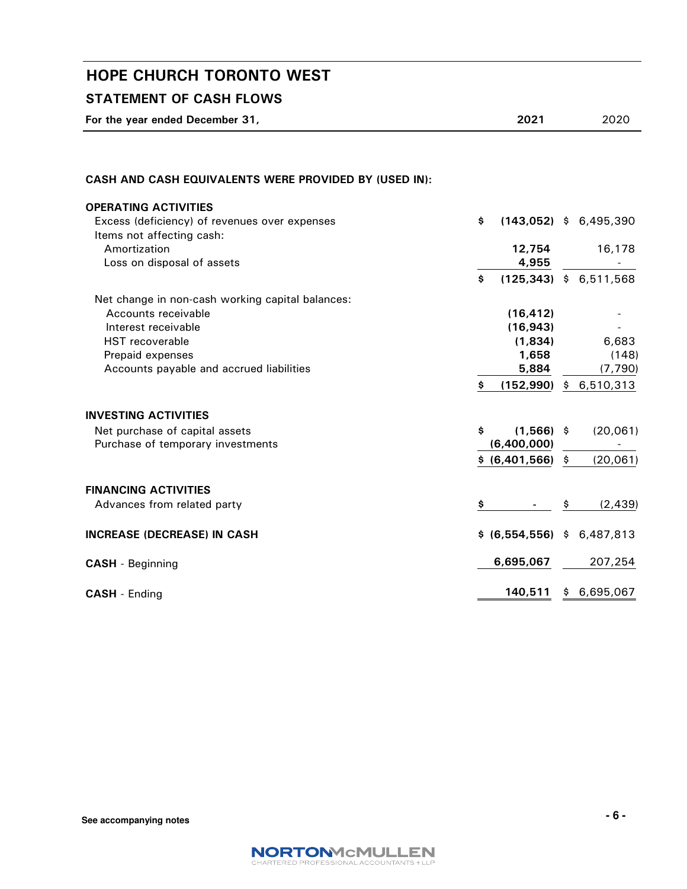# HOPE CHURCH TORONTO WEST

## STATEMENT OF CASH FLOWS

| For the year ended December 31, | 2021 | 2020 |
|---|---|---|
| **CASH AND CASH EQUIVALENTS WERE PROVIDED BY (USED IN):** | | |
| **OPERATING ACTIVITIES** | | |
| Excess (deficiency) of revenues over expenses | **$ (143,052)** | $ 6,495,390 |
| Items not affecting cash: | | |
| Amortization | **12,754** | 16,178 |
| Loss on disposal of assets | **4,955** | - |
| | **$ (125,343)** | $ 6,511,568 |
| Net change in non-cash working capital balances: | | |
| Accounts receivable | **(16,412)** | - |
| Interest receivable | **(16,943)** | - |
| HST recoverable | **(1,834)** | 6,683 |
| Prepaid expenses | **1,658** | (148) |
| Accounts payable and accrued liabilities | **5,884** | (7,790) |
| | **$ (152,990)** | $ 6,510,313 |
| **INVESTING ACTIVITIES** | | |
| Net purchase of capital assets | **$ (1,566)** | $ (20,061) |
| Purchase of temporary investments | **(6,400,000)** | - |
| | **$ (6,401,566)** | $ (20,061) |
| **FINANCING ACTIVITIES** | | |
| Advances from related party | **$ -** | $ (2,439) |
| **INCREASE (DECREASE) IN CASH** | **$ (6,554,556)** | $ 6,487,813 |
| **CASH** - Beginning | **6,695,067** | 207,254 |
| **CASH** - Ending | **140,511** | $ 6,695,067 |

**See accompanying notes**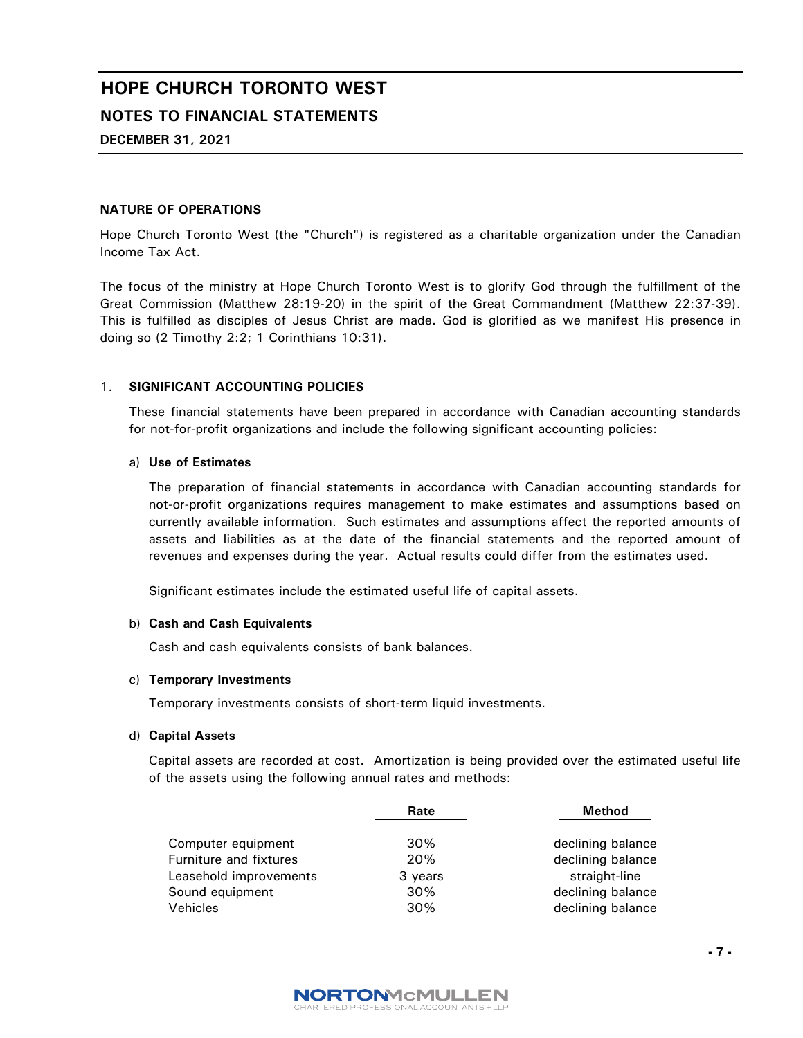# HOPE CHURCH TORONTO WEST

## NOTES TO FINANCIAL STATEMENTS

**DECEMBER 31, 2021**

### NATURE OF OPERATIONS

Hope Church Toronto West (the "Church") is registered as a charitable organization under the Canadian Income Tax Act.

The focus of the ministry at Hope Church Toronto West is to glorify God through the fulfillment of the Great Commission (Matthew 28:19-20) in the spirit of the Great Commandment (Matthew 22:37-39). This is fulfilled as disciples of Jesus Christ are made. God is glorified as we manifest His presence in doing so (2 Timothy 2:2; 1 Corinthians 10:31).

### 1. SIGNIFICANT ACCOUNTING POLICIES

These financial statements have been prepared in accordance with Canadian accounting standards for not-for-profit organizations and include the following significant accounting policies:

a) **Use of Estimates**

The preparation of financial statements in accordance with Canadian accounting standards for not-or-profit organizations requires management to make estimates and assumptions based on currently available information. Such estimates and assumptions affect the reported amounts of assets and liabilities as at the date of the financial statements and the reported amount of revenues and expenses during the year. Actual results could differ from the estimates used.

Significant estimates include the estimated useful life of capital assets.

b) **Cash and Cash Equivalents**

Cash and cash equivalents consists of bank balances.

c) **Temporary Investments**

Temporary investments consists of short-term liquid investments.

d) **Capital Assets**

Capital assets are recorded at cost. Amortization is being provided over the estimated useful life of the assets using the following annual rates and methods:

| | Rate | Method |
|---|---|---|
| Computer equipment | 30% | declining balance |
| Furniture and fixtures | 20% | declining balance |
| Leasehold improvements | 3 years | straight-line |
| Sound equipment | 30% | declining balance |
| Vehicles | 30% | declining balance |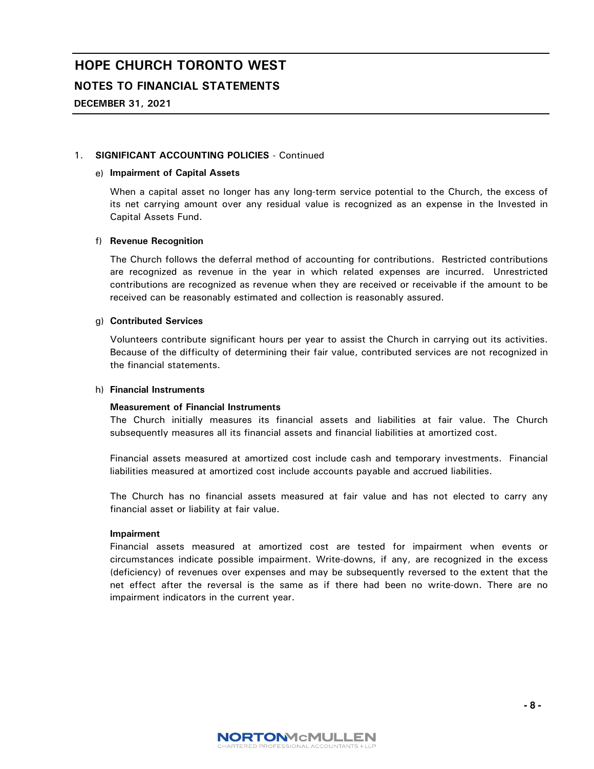# HOPE CHURCH TORONTO WEST

## NOTES TO FINANCIAL STATEMENTS

**DECEMBER 31, 2021**

1. **SIGNIFICANT ACCOUNTING POLICIES** - Continued

   e) **Impairment of Capital Assets**

   When a capital asset no longer has any long-term service potential to the Church, the excess of its net carrying amount over any residual value is recognized as an expense in the Invested in Capital Assets Fund.

   f) **Revenue Recognition**

   The Church follows the deferral method of accounting for contributions. Restricted contributions are recognized as revenue in the year in which related expenses are incurred. Unrestricted contributions are recognized as revenue when they are received or receivable if the amount to be received can be reasonably estimated and collection is reasonably assured.

   g) **Contributed Services**

   Volunteers contribute significant hours per year to assist the Church in carrying out its activities. Because of the difficulty of determining their fair value, contributed services are not recognized in the financial statements.

   h) **Financial Instruments**

   **Measurement of Financial Instruments**
   The Church initially measures its financial assets and liabilities at fair value. The Church subsequently measures all its financial assets and financial liabilities at amortized cost.

   Financial assets measured at amortized cost include cash and temporary investments. Financial liabilities measured at amortized cost include accounts payable and accrued liabilities.

   The Church has no financial assets measured at fair value and has not elected to carry any financial asset or liability at fair value.

   **Impairment**
   Financial assets measured at amortized cost are tested for impairment when events or circumstances indicate possible impairment. Write-downs, if any, are recognized in the excess (deficiency) of revenues over expenses and may be subsequently reversed to the extent that the net effect after the reversal is the same as if there had been no write-down. There are no impairment indicators in the current year.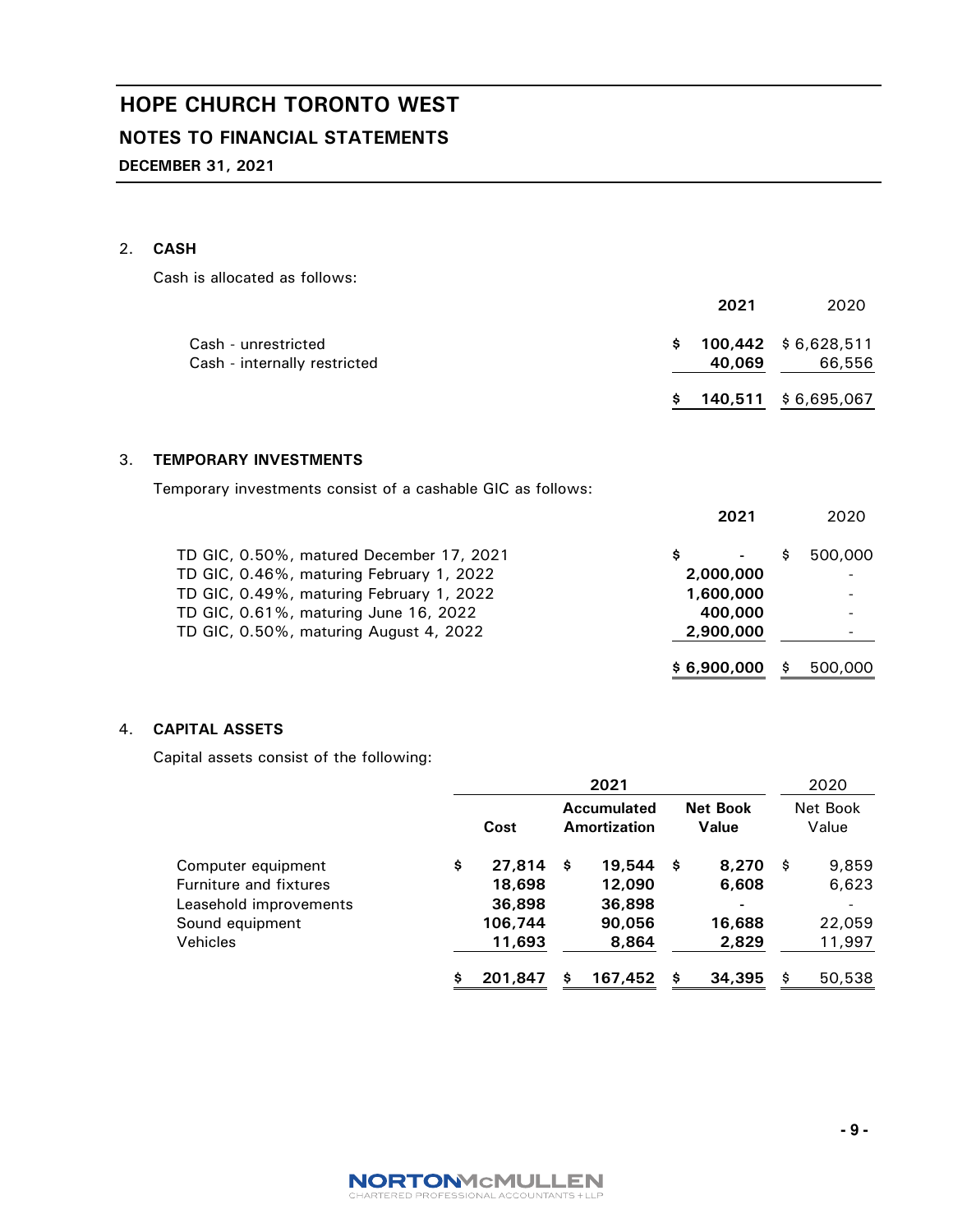# HOPE CHURCH TORONTO WEST

## NOTES TO FINANCIAL STATEMENTS

**DECEMBER 31, 2021**

### 2. CASH

Cash is allocated as follows:

| | 2021 | 2020 |
|---|---|---|
| Cash - unrestricted | $ 100,442 | $ 6,628,511 |
| Cash - internally restricted | 40,069 | 66,556 |
| | $ 140,511 | $ 6,695,067 |

### 3. TEMPORARY INVESTMENTS

Temporary investments consist of a cashable GIC as follows:

| | 2021 | 2020 |
|---|---|---|
| TD GIC, 0.50%, matured December 17, 2021 | $ - | $ 500,000 |
| TD GIC, 0.46%, maturing February 1, 2022 | 2,000,000 | - |
| TD GIC, 0.49%, maturing February 1, 2022 | 1,600,000 | - |
| TD GIC, 0.61%, maturing June 16, 2022 | 400,000 | - |
| TD GIC, 0.50%, maturing August 4, 2022 | 2,900,000 | - |
| | $ 6,900,000 | $ 500,000 |

### 4. CAPITAL ASSETS

Capital assets consist of the following:

| | 2021 | | | 2020 |
|---|---|---|---|---|
| | Cost | Accumulated Amortization | Net Book Value | Net Book Value |
| Computer equipment | $ 27,814 | $ 19,544 | $ 8,270 | $ 9,859 |
| Furniture and fixtures | 18,698 | 12,090 | 6,608 | 6,623 |
| Leasehold improvements | 36,898 | 36,898 | - | - |
| Sound equipment | 106,744 | 90,056 | 16,688 | 22,059 |
| Vehicles | 11,693 | 8,864 | 2,829 | 11,997 |
| | $ 201,847 | $ 167,452 | $ 34,395 | $ 50,538 |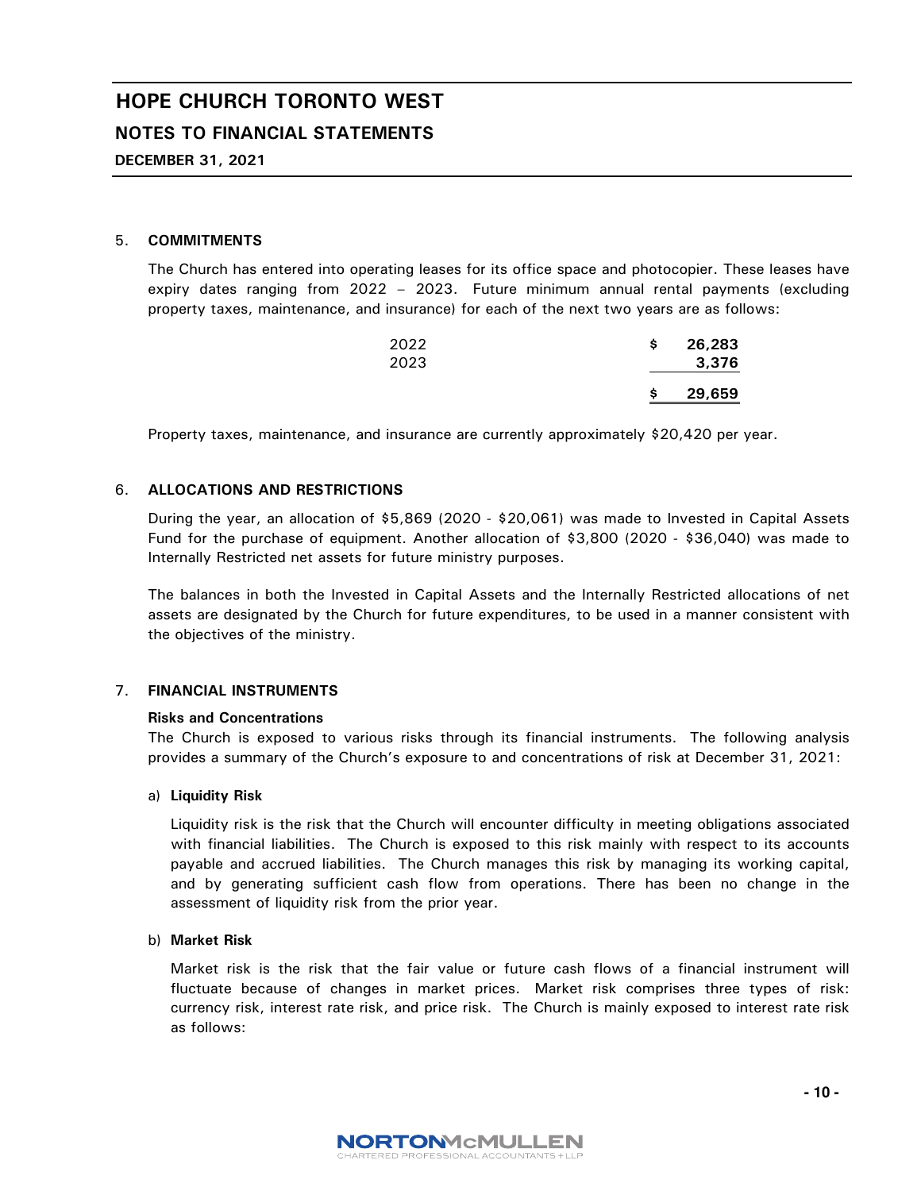# HOPE CHURCH TORONTO WEST

## NOTES TO FINANCIAL STATEMENTS

**DECEMBER 31, 2021**

### 5. COMMITMENTS

The Church has entered into operating leases for its office space and photocopier. These leases have expiry dates ranging from 2022 – 2023. Future minimum annual rental payments (excluding property taxes, maintenance, and insurance) for each of the next two years are as follows:

| | |
|---|---|
| 2022 | $ 26,283 |
| 2023 | 3,376 |
| | **$ 29,659** |

Property taxes, maintenance, and insurance are currently approximately $20,420 per year.

### 6. ALLOCATIONS AND RESTRICTIONS

During the year, an allocation of $5,869 (2020 - $20,061) was made to Invested in Capital Assets Fund for the purchase of equipment. Another allocation of $3,800 (2020 - $36,040) was made to Internally Restricted net assets for future ministry purposes.

The balances in both the Invested in Capital Assets and the Internally Restricted allocations of net assets are designated by the Church for future expenditures, to be used in a manner consistent with the objectives of the ministry.

### 7. FINANCIAL INSTRUMENTS

**Risks and Concentrations**

The Church is exposed to various risks through its financial instruments. The following analysis provides a summary of the Church's exposure to and concentrations of risk at December 31, 2021:

a) **Liquidity Risk**

Liquidity risk is the risk that the Church will encounter difficulty in meeting obligations associated with financial liabilities. The Church is exposed to this risk mainly with respect to its accounts payable and accrued liabilities. The Church manages this risk by managing its working capital, and by generating sufficient cash flow from operations. There has been no change in the assessment of liquidity risk from the prior year.

b) **Market Risk**

Market risk is the risk that the fair value or future cash flows of a financial instrument will fluctuate because of changes in market prices. Market risk comprises three types of risk: currency risk, interest rate risk, and price risk. The Church is mainly exposed to interest rate risk as follows: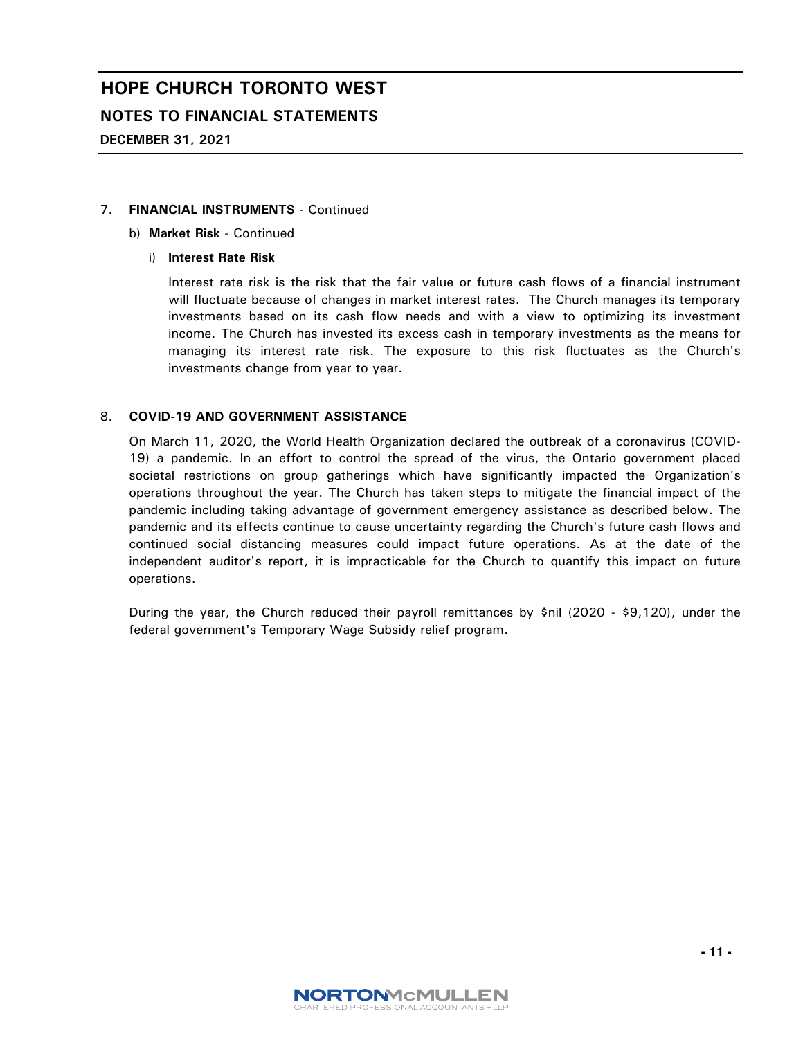# HOPE CHURCH TORONTO WEST

## NOTES TO FINANCIAL STATEMENTS

**DECEMBER 31, 2021**

7. **FINANCIAL INSTRUMENTS** - Continued

   b) **Market Risk** - Continued

      i) **Interest Rate Risk**

      Interest rate risk is the risk that the fair value or future cash flows of a financial instrument will fluctuate because of changes in market interest rates. The Church manages its temporary investments based on its cash flow needs and with a view to optimizing its investment income. The Church has invested its excess cash in temporary investments as the means for managing its interest rate risk. The exposure to this risk fluctuates as the Church's investments change from year to year.

8. **COVID-19 AND GOVERNMENT ASSISTANCE**

   On March 11, 2020, the World Health Organization declared the outbreak of a coronavirus (COVID-19) a pandemic. In an effort to control the spread of the virus, the Ontario government placed societal restrictions on group gatherings which have significantly impacted the Organization's operations throughout the year. The Church has taken steps to mitigate the financial impact of the pandemic including taking advantage of government emergency assistance as described below. The pandemic and its effects continue to cause uncertainty regarding the Church's future cash flows and continued social distancing measures could impact future operations. As at the date of the independent auditor's report, it is impracticable for the Church to quantify this impact on future operations.

   During the year, the Church reduced their payroll remittances by $nil (2020 - $9,120), under the federal government's Temporary Wage Subsidy relief program.